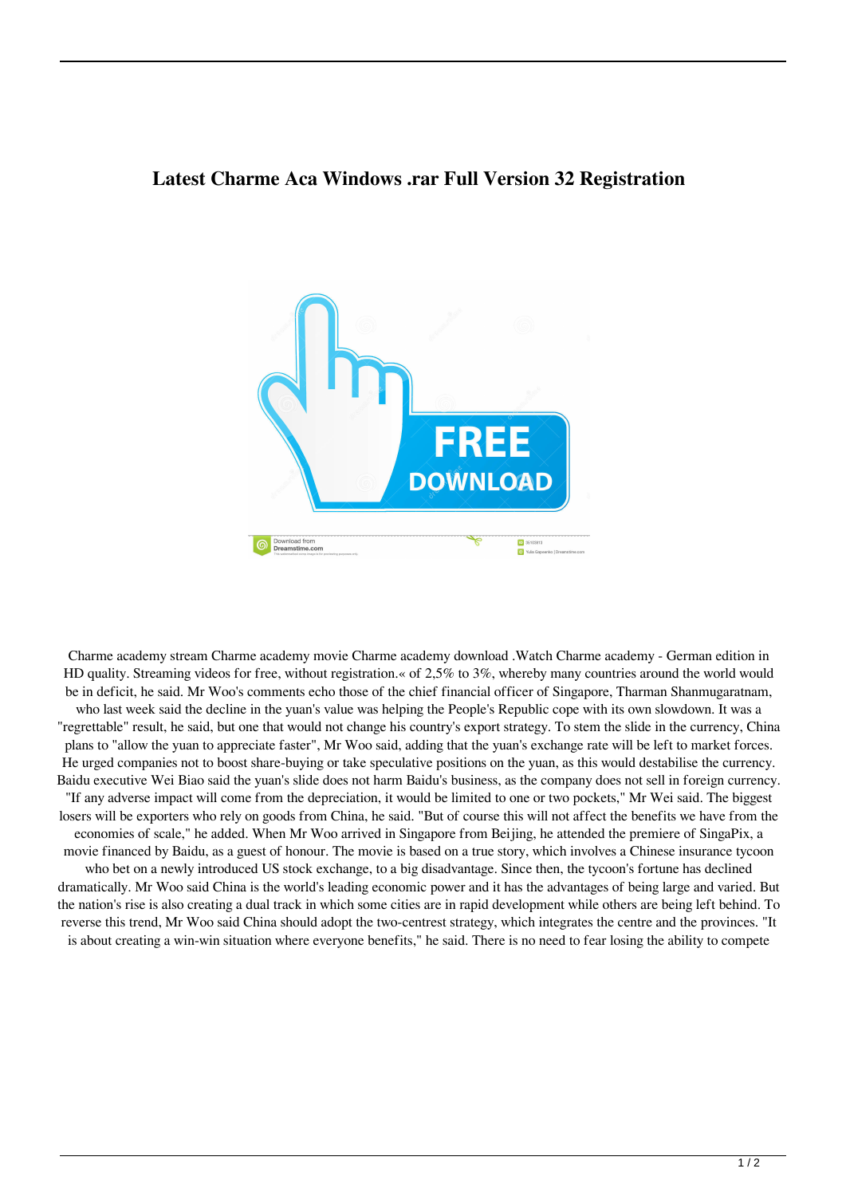# Latest Charme Aca Windows .rar Full Version 32 Registration

Charme academy stream Charme academy movie Charme academy download .Watch Charme academy - German edition in HD quality. Streaming videos for free, without registration.« of 2,5% to 3%, whereby many countries around the world would be in deficit, he said. Mr Woo's comments echo those of the chief financial officer of Singapore, Tharman Shanmugaratnam, who last week said the decline in the yuan's value was helping the People's Republic cope with its own slowdown. It was a "regrettable" result, he said, but one that would not change his country's export strategy. To stem the slide in the currency, China plans to "allow the yuan to appreciate faster", Mr Woo said, adding that the yuan's exchange rate will be left to market forces. He urged companies not to boost share-buying or take speculative positions on the yuan, as this would destabilise the currency. Baidu executive Wei Biao said the yuan's slide does not harm Baidu's business, as the company does not sell in foreign currency. "If any adverse impact will come from the depreciation, it would be limited to one or two pockets," Mr Wei said. The biggest losers will be exporters who rely on goods from China, he said. "But of course this will not affect the benefits we have from the economies of scale," he added. When Mr Woo arrived in Singapore from Beijing, he attended the premiere of SingaPix, a movie financed by Baidu, as a guest of honour. The movie is based on a true story, which involves a Chinese insurance tycoon who bet on a newly introduced US stock exchange, to a big disadvantage. Since then, the tycoon's fortune has declined dramatically. Mr Woo said China is the world's leading economic power and it has the advantages of being large and varied. But the nation's rise is also creating a dual track in which some cities are in rapid development while others are being left behind. To reverse this trend, Mr Woo said China should adopt the two-centrest strategy, which integrates the centre and the provinces. "It is about creating a win-win situation where everyone benefits," he said. There is no need to fear losing the ability to compete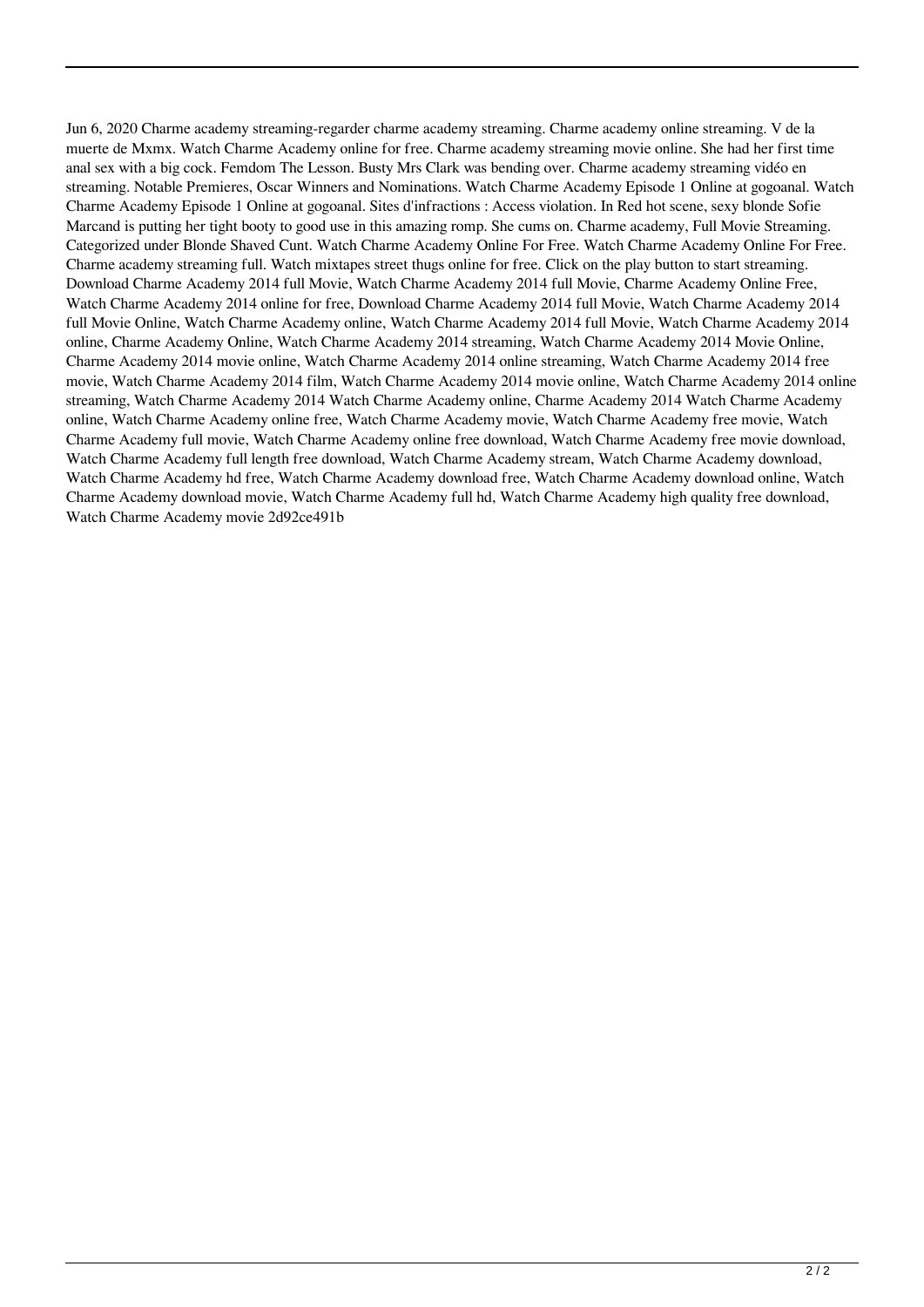Jun 6, 2020 Charme academy streaming-regarder charme academy streaming. Charme academy online streaming. V de la muerte de Mxmx. Watch Charme Academy online for free. Charme academy streaming movie online. She had her first time anal sex with a big cock. Femdom The Lesson. Busty Mrs Clark was bending over. Charme academy streaming vidéo en streaming. Notable Premieres, Oscar Winners and Nominations. Watch Charme Academy Episode 1 Online at gogoanal. Watch Charme Academy Episode 1 Online at gogoanal. Sites d'infractions : Access violation. In Red hot scene, sexy blonde Sofie Marcand is putting her tight booty to good use in this amazing romp. She cums on. Charme academy, Full Movie Streaming. Categorized under Blonde Shaved Cunt. Watch Charme Academy Online For Free. Watch Charme Academy Online For Free. Charme academy streaming full. Watch mixtapes street thugs online for free. Click on the play button to start streaming. Download Charme Academy 2014 full Movie, Watch Charme Academy 2014 full Movie, Charme Academy Online Free, Watch Charme Academy 2014 online for free, Download Charme Academy 2014 full Movie, Watch Charme Academy 2014 full Movie Online, Watch Charme Academy online, Watch Charme Academy 2014 full Movie, Watch Charme Academy 2014 online, Charme Academy Online, Watch Charme Academy 2014 streaming, Watch Charme Academy 2014 Movie Online, Charme Academy 2014 movie online, Watch Charme Academy 2014 online streaming, Watch Charme Academy 2014 free movie, Watch Charme Academy 2014 film, Watch Charme Academy 2014 movie online, Watch Charme Academy 2014 online streaming, Watch Charme Academy 2014 Watch Charme Academy online, Charme Academy 2014 Watch Charme Academy online, Watch Charme Academy online free, Watch Charme Academy movie, Watch Charme Academy free movie, Watch Charme Academy full movie, Watch Charme Academy online free download, Watch Charme Academy free movie download, Watch Charme Academy full length free download, Watch Charme Academy stream, Watch Charme Academy download, Watch Charme Academy hd free, Watch Charme Academy download free, Watch Charme Academy download online, Watch Charme Academy download movie, Watch Charme Academy full hd, Watch Charme Academy high quality free download, Watch Charme Academy movie 2d92ce491b